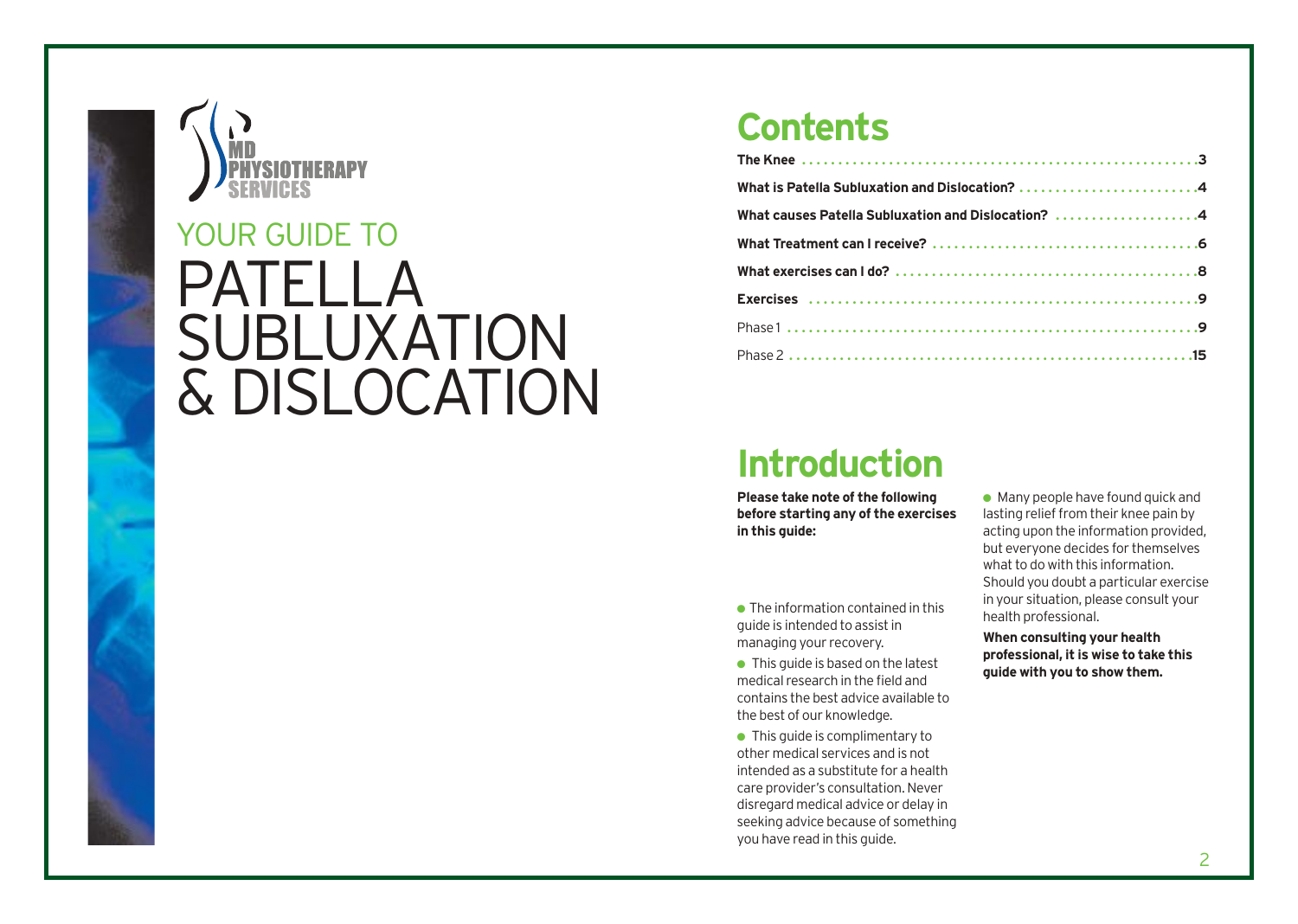MD PHYSIOTHERAPY SERVICES

YOUR GUIDE TO

# PATELLA SUBLUXATION & DISLOCATION

## Contents

| | |
|---|---|
| **The Knee** | **3** |
| **What is Patella Subluxation and Dislocation?** | **4** |
| **What causes Patella Subluxation and Dislocation?** | **4** |
| **What Treatment can I receive?** | **6** |
| **What exercises can I do?** | **8** |
| **Exercises** | **9** |
| Phase 1 | **9** |
| Phase 2 | **15** |

## Introduction

**Please take note of the following before starting any of the exercises in this guide:**

- The information contained in this guide is intended to assist in managing your recovery.
- This guide is based on the latest medical research in the field and contains the best advice available to the best of our knowledge.
- This guide is complimentary to other medical services and is not intended as a substitute for a health care provider's consultation. Never disregard medical advice or delay in seeking advice because of something you have read in this guide.
- Many people have found quick and lasting relief from their knee pain by acting upon the information provided, but everyone decides for themselves what to do with this information. Should you doubt a particular exercise in your situation, please consult your health professional.

**When consulting your health professional, it is wise to take this guide with you to show them.**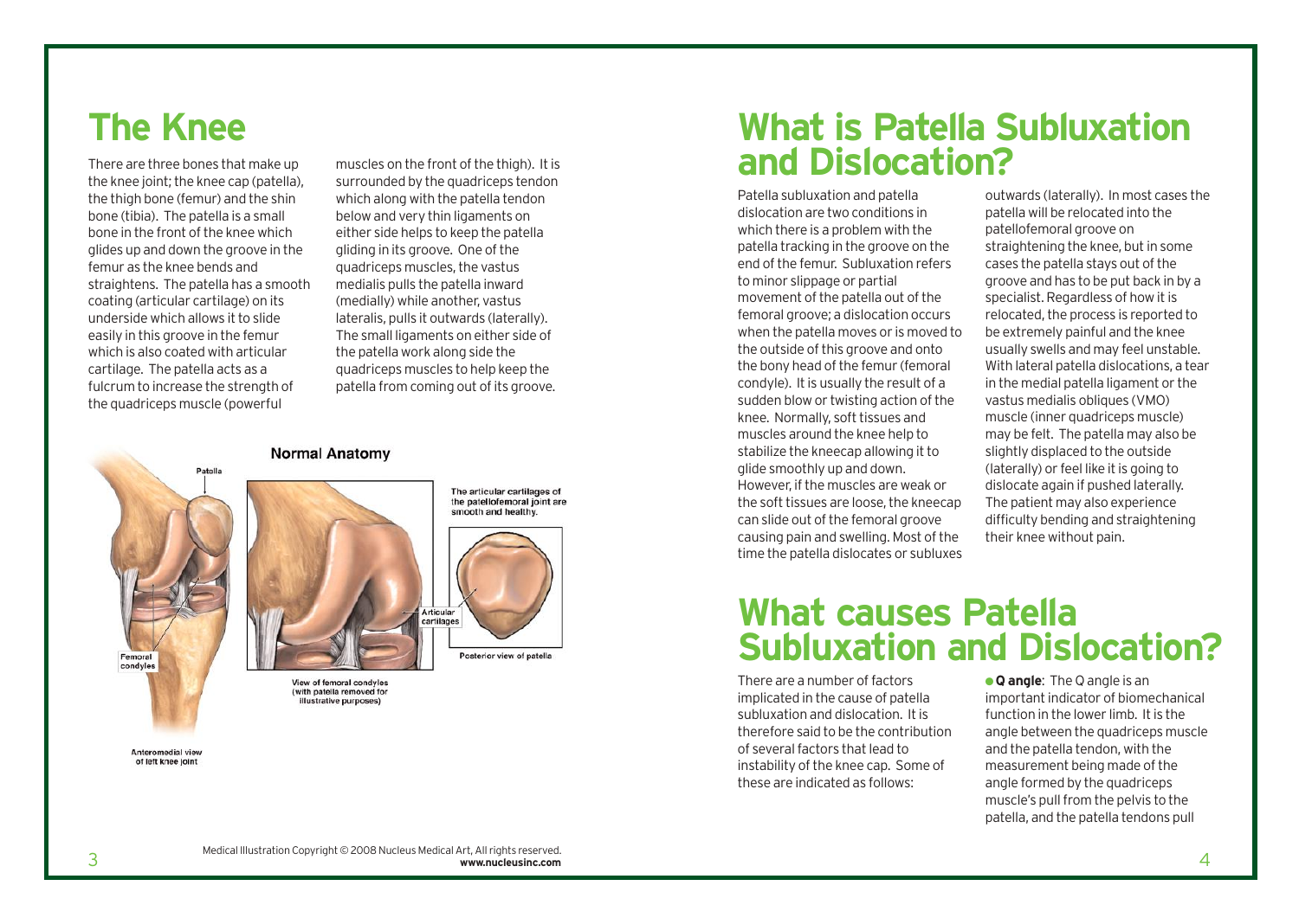# The Knee

There are three bones that make up the knee joint; the knee cap (patella), the thigh bone (femur) and the shin bone (tibia). The patella is a small bone in the front of the knee which glides up and down the groove in the femur as the knee bends and straightens. The patella has a smooth coating (articular cartilage) on its underside which allows it to slide easily in this groove in the femur which is also coated with articular cartilage. The patella acts as a fulcrum to increase the strength of the quadriceps muscle (powerful muscles on the front of the thigh). It is surrounded by the quadriceps tendon which along with the patella tendon below and very thin ligaments on either side helps to keep the patella gliding in its groove. One of the quadriceps muscles, the vastus medialis pulls the patella inward (medially) while another, vastus lateralis, pulls it outwards (laterally). The small ligaments on either side of the patella work along side the quadriceps muscles to help keep the patella from coming out of its groove.

**Normal Anatomy**

Patella

Femoral condyles

Anteromedial view of left knee joint

View of femoral condyles (with patella removed for illustrative purposes)

The articular cartilages of the patellofemoral joint are smooth and healthy.

Articular cartilages

Posterior view of patella

Medical Illustration Copyright © 2008 Nucleus Medical Art, All rights reserved. **www.nucleusinc.com**

# What is Patella Subluxation and Dislocation?

Patella subluxation and patella dislocation are two conditions in which there is a problem with the patella tracking in the groove on the end of the femur. Subluxation refers to minor slippage or partial movement of the patella out of the femoral groove; a dislocation occurs when the patella moves or is moved to the outside of this groove and onto the bony head of the femur (femoral condyle). It is usually the result of a sudden blow or twisting action of the knee. Normally, soft tissues and muscles around the knee help to stabilize the kneecap allowing it to glide smoothly up and down. However, if the muscles are weak or the soft tissues are loose, the kneecap can slide out of the femoral groove causing pain and swelling. Most of the time the patella dislocates or subluxes outwards (laterally). In most cases the patella will be relocated into the patellofemoral groove on straightening the knee, but in some cases the patella stays out of the groove and has to be put back in by a specialist. Regardless of how it is relocated, the process is reported to be extremely painful and the knee usually swells and may feel unstable. With lateral patella dislocations, a tear in the medial patella ligament or the vastus medialis obliques (VMO) muscle (inner quadriceps muscle) may be felt. The patella may also be slightly displaced to the outside (laterally) or feel like it is going to dislocate again if pushed laterally. The patient may also experience difficulty bending and straightening their knee without pain.

# What causes Patella Subluxation and Dislocation?

There are a number of factors implicated in the cause of patella subluxation and dislocation. It is therefore said to be the contribution of several factors that lead to instability of the knee cap. Some of these are indicated as follows:

- **Q angle**: The Q angle is an important indicator of biomechanical function in the lower limb. It is the angle between the quadriceps muscle and the patella tendon, with the measurement being made of the angle formed by the quadriceps muscle's pull from the pelvis to the patella, and the patella tendons pull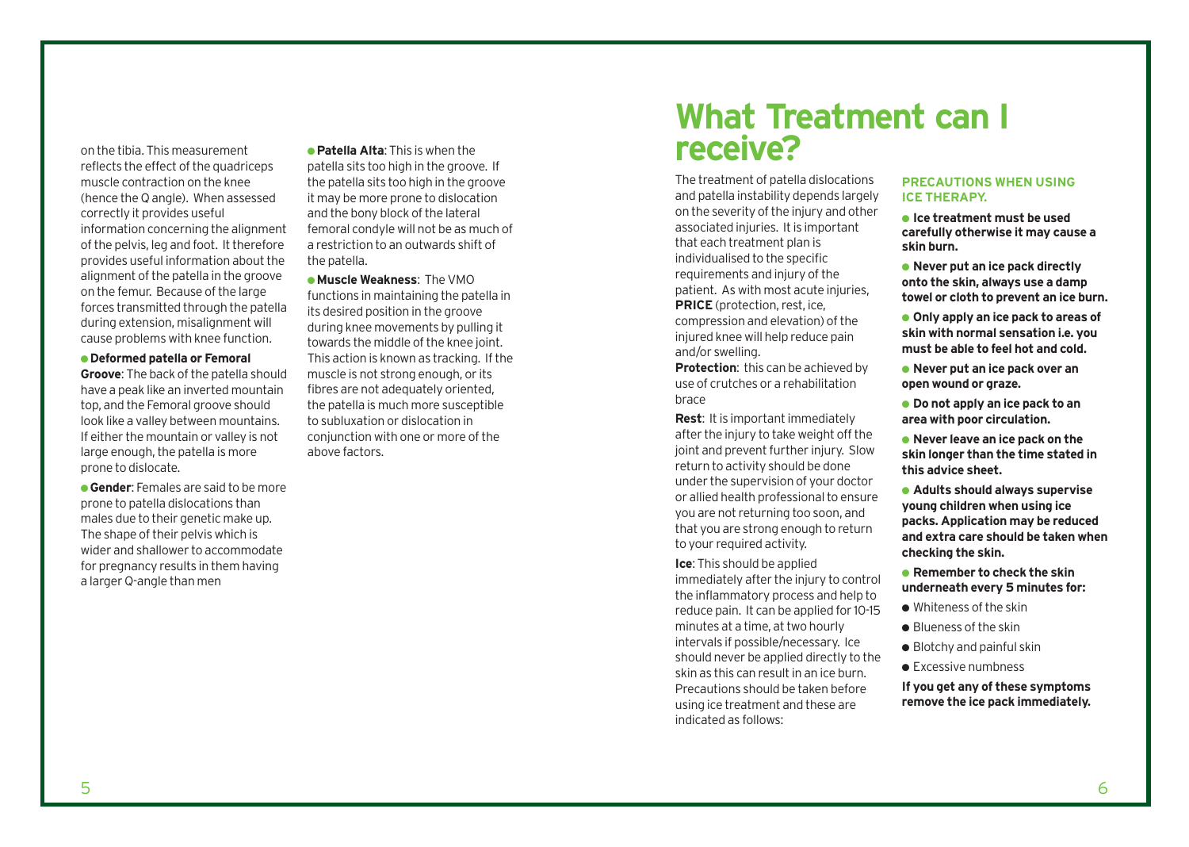on the tibia. This measurement reflects the effect of the quadriceps muscle contraction on the knee (hence the Q angle). When assessed correctly it provides useful information concerning the alignment of the pelvis, leg and foot. It therefore provides useful information about the alignment of the patella in the groove on the femur. Because of the large forces transmitted through the patella during extension, misalignment will cause problems with knee function.

- **Deformed patella or Femoral Groove**: The back of the patella should have a peak like an inverted mountain top, and the Femoral groove should look like a valley between mountains. If either the mountain or valley is not large enough, the patella is more prone to dislocate.
- **Gender**: Females are said to be more prone to patella dislocations than males due to their genetic make up. The shape of their pelvis which is wider and shallower to accommodate for pregnancy results in them having a larger Q-angle than men
- **Patella Alta**: This is when the patella sits too high in the groove. If the patella sits too high in the groove it may be more prone to dislocation and the bony block of the lateral femoral condyle will not be as much of a restriction to an outwards shift of the patella.
- **Muscle Weakness**: The VMO functions in maintaining the patella in its desired position in the groove during knee movements by pulling it towards the middle of the knee joint. This action is known as tracking. If the muscle is not strong enough, or its fibres are not adequately oriented, the patella is much more susceptible to subluxation or dislocation in conjunction with one or more of the above factors.

# What Treatment can I receive?

The treatment of patella dislocations and patella instability depends largely on the severity of the injury and other associated injuries. It is important that each treatment plan is individualised to the specific requirements and injury of the patient. As with most acute injuries, **PRICE** (protection, rest, ice, compression and elevation) of the injured knee will help reduce pain and/or swelling.

**Protection**: this can be achieved by use of crutches or a rehabilitation brace

**Rest**: It is important immediately after the injury to take weight off the joint and prevent further injury. Slow return to activity should be done under the supervision of your doctor or allied health professional to ensure you are not returning too soon, and that you are strong enough to return to your required activity.

**Ice**: This should be applied immediately after the injury to control the inflammatory process and help to reduce pain. It can be applied for 10-15 minutes at a time, at two hourly intervals if possible/necessary. Ice should never be applied directly to the skin as this can result in an ice burn. Precautions should be taken before using ice treatment and these are indicated as follows:

### PRECAUTIONS WHEN USING ICE THERAPY.

- **Ice treatment must be used carefully otherwise it may cause a skin burn.**
- **Never put an ice pack directly onto the skin, always use a damp towel or cloth to prevent an ice burn.**
- **Only apply an ice pack to areas of skin with normal sensation i.e. you must be able to feel hot and cold.**
- **Never put an ice pack over an open wound or graze.**
- **Do not apply an ice pack to an area with poor circulation.**
- **Never leave an ice pack on the skin longer than the time stated in this advice sheet.**
- **Adults should always supervise young children when using ice packs. Application may be reduced and extra care should be taken when checking the skin.**
- **Remember to check the skin underneath every 5 minutes for:**
  - Whiteness of the skin
  - Blueness of the skin
  - Blotchy and painful skin
  - Excessive numbness

**If you get any of these symptoms remove the ice pack immediately.**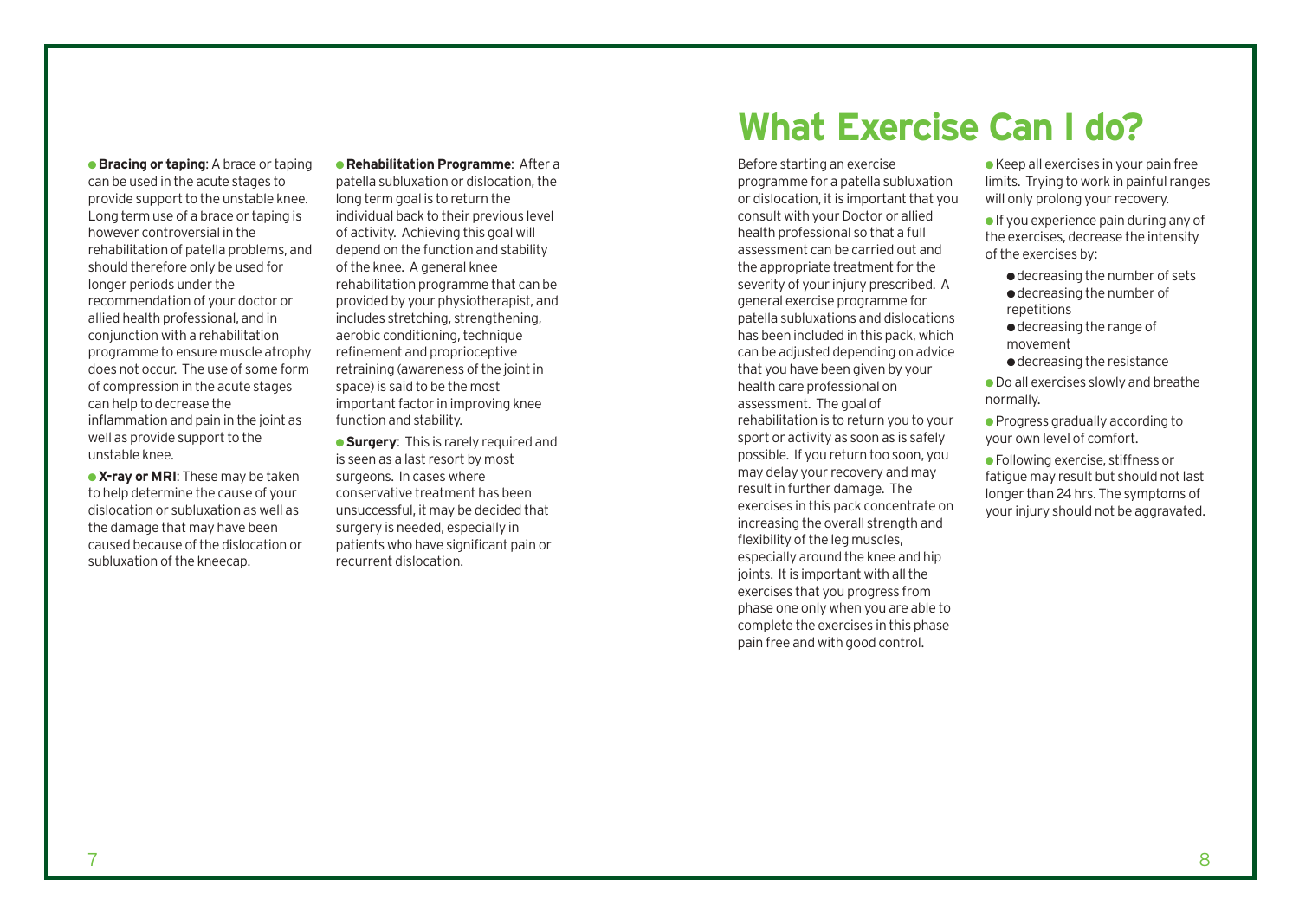- **Bracing or taping**: A brace or taping can be used in the acute stages to provide support to the unstable knee. Long term use of a brace or taping is however controversial in the rehabilitation of patella problems, and should therefore only be used for longer periods under the recommendation of your doctor or allied health professional, and in conjunction with a rehabilitation programme to ensure muscle atrophy does not occur. The use of some form of compression in the acute stages can help to decrease the inflammation and pain in the joint as well as provide support to the unstable knee.
- **X-ray or MRI**: These may be taken to help determine the cause of your dislocation or subluxation as well as the damage that may have been caused because of the dislocation or subluxation of the kneecap.
- **Rehabilitation Programme**: After a patella subluxation or dislocation, the long term goal is to return the individual back to their previous level of activity. Achieving this goal will depend on the function and stability of the knee. A general knee rehabilitation programme that can be provided by your physiotherapist, and includes stretching, strengthening, aerobic conditioning, technique refinement and proprioceptive retraining (awareness of the joint in space) is said to be the most important factor in improving knee function and stability.
- **Surgery**: This is rarely required and is seen as a last resort by most surgeons. In cases where conservative treatment has been unsuccessful, it may be decided that surgery is needed, especially in patients who have significant pain or recurrent dislocation.

# What Exercise Can I do?

Before starting an exercise programme for a patella subluxation or dislocation, it is important that you consult with your Doctor or allied health professional so that a full assessment can be carried out and the appropriate treatment for the severity of your injury prescribed. A general exercise programme for patella subluxations and dislocations has been included in this pack, which can be adjusted depending on advice that you have been given by your health care professional on assessment. The goal of rehabilitation is to return you to your sport or activity as soon as is safely possible. If you return too soon, you may delay your recovery and may result in further damage. The exercises in this pack concentrate on increasing the overall strength and flexibility of the leg muscles, especially around the knee and hip joints. It is important with all the exercises that you progress from phase one only when you are able to complete the exercises in this phase pain free and with good control.

- Keep all exercises in your pain free limits. Trying to work in painful ranges will only prolong your recovery.
- If you experience pain during any of the exercises, decrease the intensity of the exercises by:
  - decreasing the number of sets
  - decreasing the number of repetitions
  - decreasing the range of movement
  - decreasing the resistance
- Do all exercises slowly and breathe normally.
- Progress gradually according to your own level of comfort.
- Following exercise, stiffness or fatigue may result but should not last longer than 24 hrs. The symptoms of your injury should not be aggravated.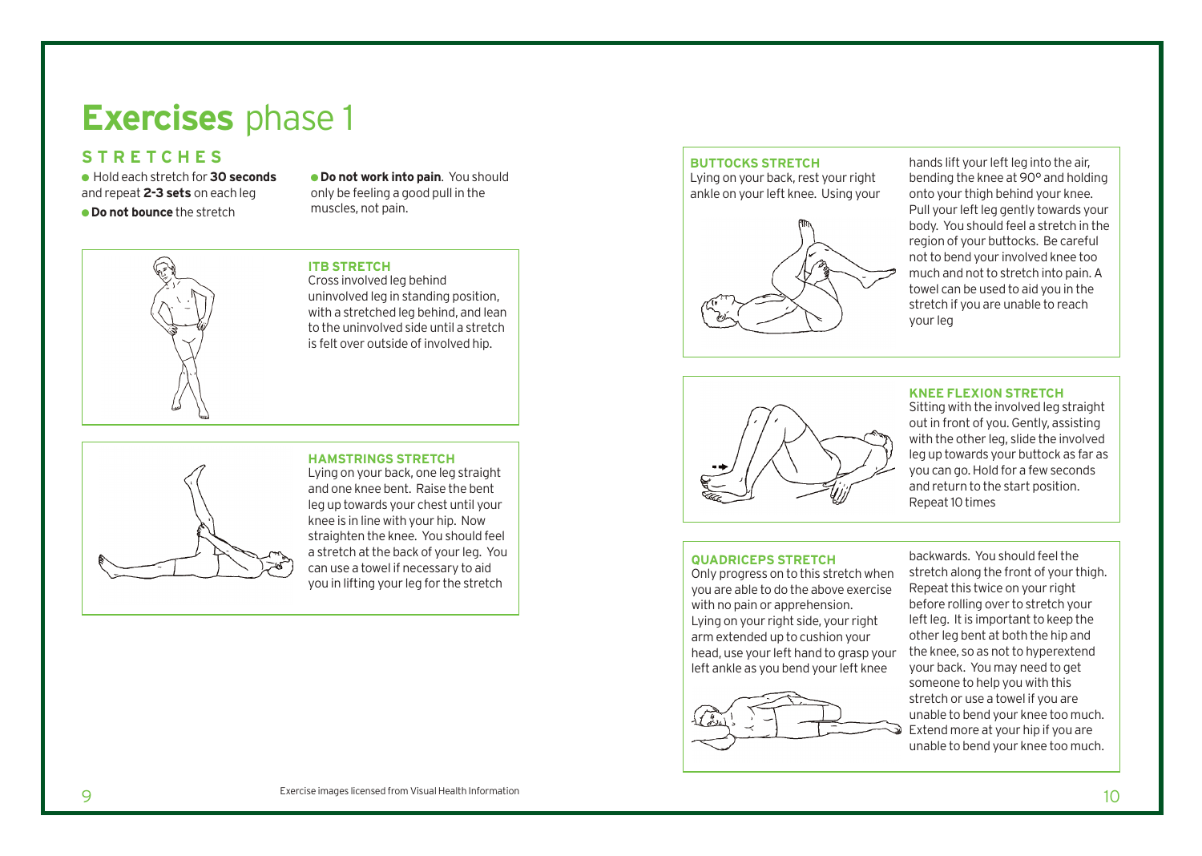# **Exercises** phase 1

## STRETCHES

- Hold each stretch for **30 seconds** and repeat **2-3 sets** on each leg
- **Do not bounce** the stretch
- **Do not work into pain**. You should only be feeling a good pull in the muscles, not pain.

### ITB STRETCH

Cross involved leg behind uninvolved leg in standing position, with a stretched leg behind, and lean to the uninvolved side until a stretch is felt over outside of involved hip.

### HAMSTRINGS STRETCH

Lying on your back, one leg straight and one knee bent. Raise the bent leg up towards your chest until your knee is in line with your hip. Now straighten the knee. You should feel a stretch at the back of your leg. You can use a towel if necessary to aid you in lifting your leg for the stretch

### BUTTOCKS STRETCH

Lying on your back, rest your right ankle on your left knee. Using your hands lift your left leg into the air, bending the knee at 90° and holding onto your thigh behind your knee. Pull your left leg gently towards your body. You should feel a stretch in the region of your buttocks. Be careful not to bend your involved knee too much and not to stretch into pain. A towel can be used to aid you in the stretch if you are unable to reach your leg

### KNEE FLEXION STRETCH

Sitting with the involved leg straight out in front of you. Gently, assisting with the other leg, slide the involved leg up towards your buttock as far as you can go. Hold for a few seconds and return to the start position. Repeat 10 times

### QUADRICEPS STRETCH

Only progress on to this stretch when you are able to do the above exercise with no pain or apprehension. Lying on your right side, your right arm extended up to cushion your head, use your left hand to grasp your left ankle as you bend your left knee backwards. You should feel the stretch along the front of your thigh. Repeat this twice on your right before rolling over to stretch your left leg. It is important to keep the other leg bent at both the hip and the knee, so as not to hyperextend your back. You may need to get someone to help you with this stretch or use a towel if you are unable to bend your knee too much. Extend more at your hip if you are unable to bend your knee too much.

Exercise images licensed from Visual Health Information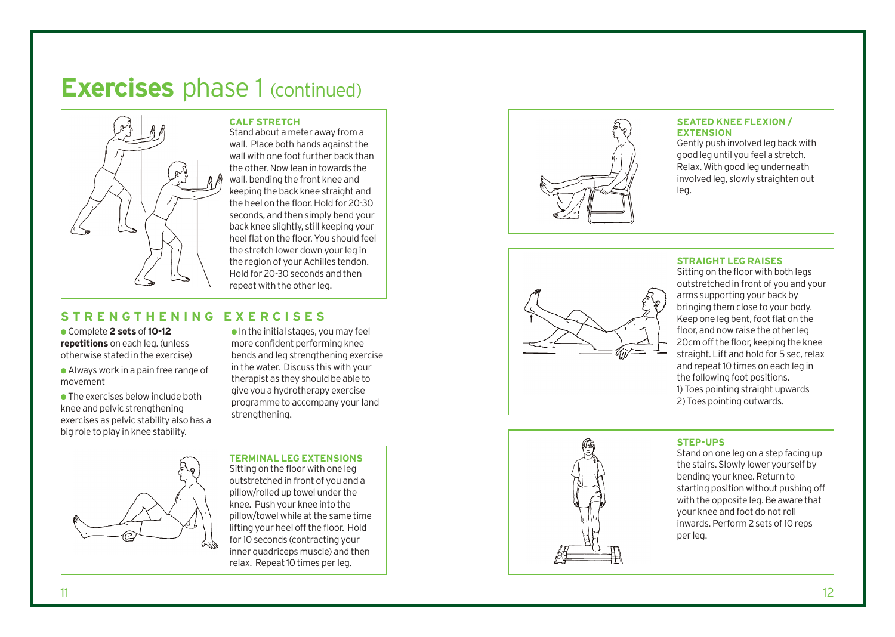# **Exercises** phase 1 (continued)

### CALF STRETCH

Stand about a meter away from a wall. Place both hands against the wall with one foot further back than the other. Now lean in towards the wall, bending the front knee and keeping the back knee straight and the heel on the floor. Hold for 20-30 seconds, and then simply bend your back knee slightly, still keeping your heel flat on the floor. You should feel the stretch lower down your leg in the region of your Achilles tendon. Hold for 20-30 seconds and then repeat with the other leg.

## STRENGTHENING EXERCISES

- Complete **2 sets** of **10-12 repetitions** on each leg. (unless otherwise stated in the exercise)
- Always work in a pain free range of movement
- The exercises below include both knee and pelvic strengthening exercises as pelvic stability also has a big role to play in knee stability.
- In the initial stages, you may feel more confident performing knee bends and leg strengthening exercise in the water. Discuss this with your therapist as they should be able to give you a hydrotherapy exercise programme to accompany your land strengthening.

### TERMINAL LEG EXTENSIONS

Sitting on the floor with one leg outstretched in front of you and a pillow/rolled up towel under the knee. Push your knee into the pillow/towel while at the same time lifting your heel off the floor. Hold for 10 seconds (contracting your inner quadriceps muscle) and then relax. Repeat 10 times per leg.

### SEATED KNEE FLEXION / EXTENSION

Gently push involved leg back with good leg until you feel a stretch. Relax. With good leg underneath involved leg, slowly straighten out leg.

### STRAIGHT LEG RAISES

Sitting on the floor with both legs outstretched in front of you and your arms supporting your back by bringing them close to your body. Keep one leg bent, foot flat on the floor, and now raise the other leg 20cm off the floor, keeping the knee straight. Lift and hold for 5 sec, relax and repeat 10 times on each leg in the following foot positions.
1) Toes pointing straight upwards
2) Toes pointing outwards.

### STEP-UPS

Stand on one leg on a step facing up the stairs. Slowly lower yourself by bending your knee. Return to starting position without pushing off with the opposite leg. Be aware that your knee and foot do not roll inwards. Perform 2 sets of 10 reps per leg.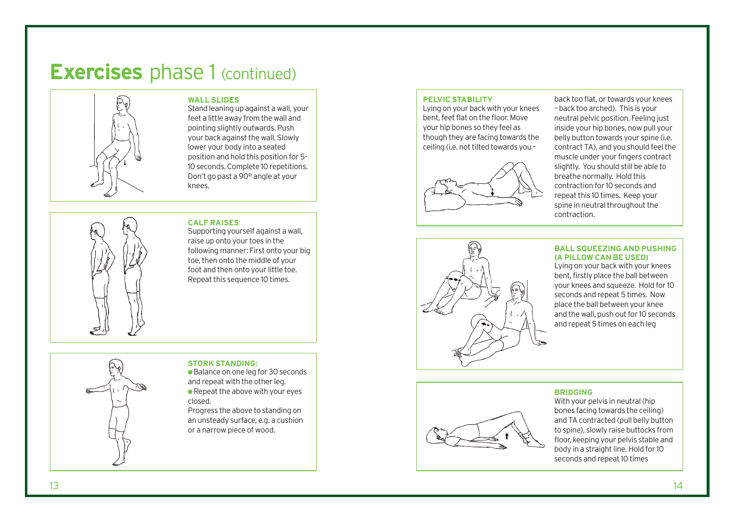# **Exercises** phase 1 (continued)

### WALL SLIDES

Stand leaning up against a wall, your feet a little away from the wall and pointing slightly outwards. Push your back against the wall. Slowly lower your body into a seated position and hold this position for 5-10 seconds. Complete 10 repetitions. Don't go past a 90° angle at your knees.

### CALF RAISES

Supporting yourself against a wall, raise up onto your toes in the following manner: First onto your big toe, then onto the middle of your foot and then onto your little toe. Repeat this sequence 10 times.

### STORK STANDING:

- Balance on one leg for 30 seconds and repeat with the other leg.
- Repeat the above with your eyes closed.

Progress the above to standing on an unsteady surface, e.g. a cushion or a narrow piece of wood.

### PELVIC STABILITY

Lying on your back with your knees bent, feet flat on the floor. Move your hip bones so they feel as though they are facing towards the ceiling (i.e. not tilted towards you – back too flat, or towards your knees – back too arched). This is your neutral pelvic position. Feeling just inside your hip bones, now pull your belly button towards your spine (i.e. contract TA), and you should feel the muscle under your fingers contract slightly. You should still be able to breathe normally. Hold this contraction for 10 seconds and repeat this 10 times. Keep your spine in neutral throughout the contraction.

### BALL SQUEEZING AND PUSHING (A PILLOW CAN BE USED)

Lying on your back with your knees bent, firstly place the ball between your knees and squeeze. Hold for 10 seconds and repeat 5 times. Now place the ball between your knee and the wall, push out for 10 seconds and repeat 5 times on each leg

### BRIDGING

With your pelvis in neutral (hip bones facing towards the ceiling) and TA contracted (pull belly button to spine), slowly raise buttocks from floor, keeping your pelvis stable and body in a straight line. Hold for 10 seconds and repeat 10 times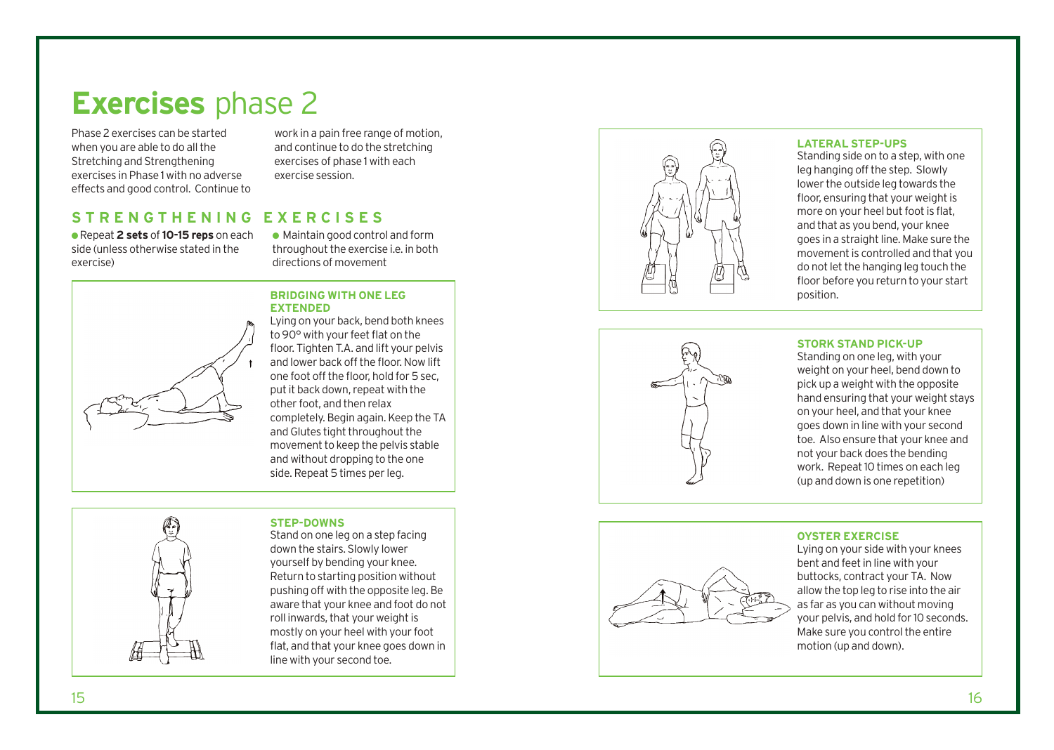# **Exercises** phase 2

Phase 2 exercises can be started when you are able to do all the Stretching and Strengthening exercises in Phase 1 with no adverse effects and good control. Continue to work in a pain free range of motion, and continue to do the stretching exercises of phase 1 with each exercise session.

## STRENGTHENING EXERCISES

- Repeat **2 sets** of **10-15 reps** on each side (unless otherwise stated in the exercise)
- Maintain good control and form throughout the exercise i.e. in both directions of movement

### BRIDGING WITH ONE LEG EXTENDED

Lying on your back, bend both knees to 90º with your feet flat on the floor. Tighten T.A. and lift your pelvis and lower back off the floor. Now lift one foot off the floor, hold for 5 sec, put it back down, repeat with the other foot, and then relax completely. Begin again. Keep the TA and Glutes tight throughout the movement to keep the pelvis stable and without dropping to the one side. Repeat 5 times per leg.

### STEP-DOWNS

Stand on one leg on a step facing down the stairs. Slowly lower yourself by bending your knee. Return to starting position without pushing off with the opposite leg. Be aware that your knee and foot do not roll inwards, that your weight is mostly on your heel with your foot flat, and that your knee goes down in line with your second toe.

### LATERAL STEP-UPS

Standing side on to a step, with one leg hanging off the step. Slowly lower the outside leg towards the floor, ensuring that your weight is more on your heel but foot is flat, and that as you bend, your knee goes in a straight line. Make sure the movement is controlled and that you do not let the hanging leg touch the floor before you return to your start position.

### STORK STAND PICK-UP

Standing on one leg, with your weight on your heel, bend down to pick up a weight with the opposite hand ensuring that your weight stays on your heel, and that your knee goes down in line with your second toe. Also ensure that your knee and not your back does the bending work. Repeat 10 times on each leg (up and down is one repetition)

### OYSTER EXERCISE

Lying on your side with your knees bent and feet in line with your buttocks, contract your TA. Now allow the top leg to rise into the air as far as you can without moving your pelvis, and hold for 10 seconds. Make sure you control the entire motion (up and down).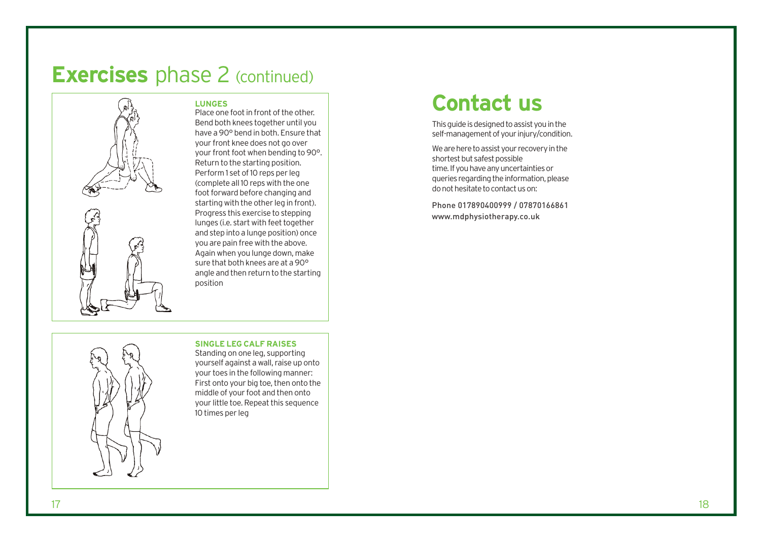# Exercises phase 2 (continued)

**LUNGES**

Place one foot in front of the other. Bend both knees together until you have a 90° bend in both. Ensure that your front knee does not go over your front foot when bending to 90°. Return to the starting position. Perform 1 set of 10 reps per leg (complete all 10 reps with the one foot forward before changing and starting with the other leg in front). Progress this exercise to stepping lunges (i.e. start with feet together and step into a lunge position) once you are pain free with the above. Again when you lunge down, make sure that both knees are at a 90° angle and then return to the starting position

**SINGLE LEG CALF RAISES**

Standing on one leg, supporting yourself against a wall, raise up onto your toes in the following manner: First onto your big toe, then onto the middle of your foot and then onto your little toe. Repeat this sequence 10 times per leg

# Contact us

This guide is designed to assist you in the self-management of your injury/condition.

We are here to assist your recovery in the shortest but safest possible time. If you have any uncertainties or queries regarding the information, please do not hesitate to contact us on:

Phone 017890400999 / 07870166861
www.mdphysiotherapy.co.uk